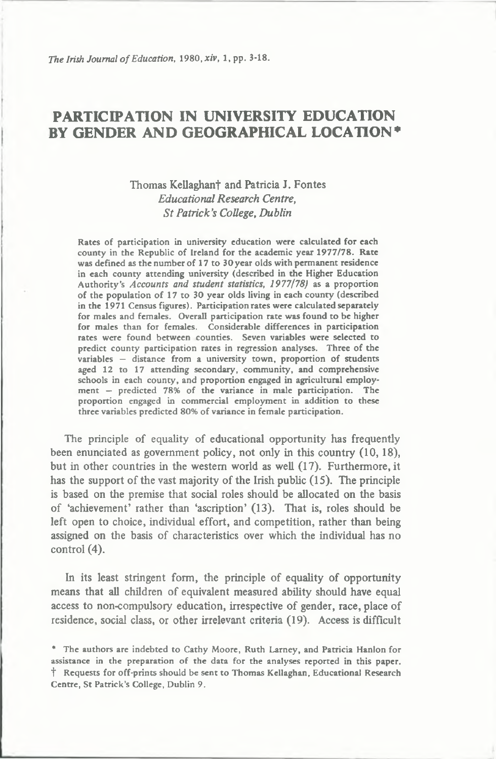# PARTICIPATION IN UNIVERSITY EDUCATION BY GENDER AND GEOGRAPHICAL LOCATION*

Thomas Kellaghan† and Patricia J. Fontes
*Educational Research Centre,*
*St Patrick's College, Dublin*

Rates of participation in university education were calculated for each county in the Republic of Ireland for the academic year 1977/78. Rate was defined as the number of 17 to 30 year olds with permanent residence in each county attending university (described in the Higher Education Authority's *Accounts and student statistics, 1977/78)* as a proportion of the population of 17 to 30 year olds living in each county (described in the 1971 Census figures). Participation rates were calculated separately for males and females. Overall participation rate was found to be higher for males than for females. Considerable differences in participation rates were found between counties. Seven variables were selected to predict county participation rates in regression analyses. Three of the variables – distance from a university town, proportion of students aged 12 to 17 attending secondary, community, and comprehensive schools in each county, and proportion engaged in agricultural employment – predicted 78% of the variance in male participation. The proportion engaged in commercial employment in addition to these three variables predicted 80% of variance in female participation.

The principle of equality of educational opportunity has frequently been enunciated as government policy, not only in this country (10, 18), but in other countries in the western world as well (17). Furthermore, it has the support of the vast majority of the Irish public (15). The principle is based on the premise that social roles should be allocated on the basis of 'achievement' rather than 'ascription' (13). That is, roles should be left open to choice, individual effort, and competition, rather than being assigned on the basis of characteristics over which the individual has no control (4).

In its least stringent form, the principle of equality of opportunity means that all children of equivalent measured ability should have equal access to non-compulsory education, irrespective of gender, race, place of residence, social class, or other irrelevant criteria (19). Access is difficult

* The authors are indebted to Cathy Moore, Ruth Larney, and Patricia Hanlon for assistance in the preparation of the data for the analyses reported in this paper.

† Requests for off-prints should be sent to Thomas Kellaghan, Educational Research Centre, St Patrick's College, Dublin 9.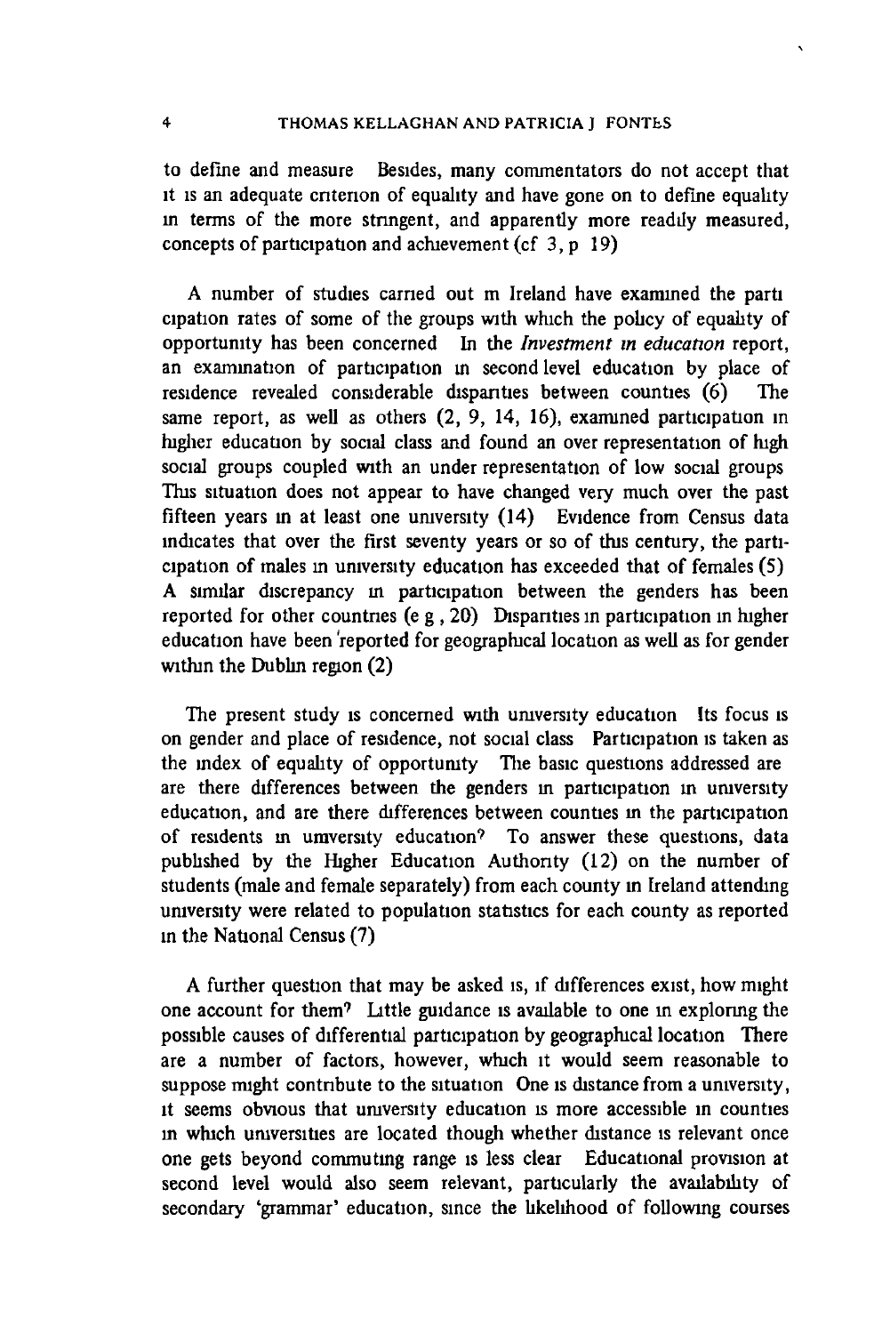to define and measure Besides, many commentators do not accept that it is an adequate criterion of equality and have gone on to define equality in terms of the more stringent, and apparently more readily measured, concepts of participation and achievement (cf 3, p 19)

A number of studies carried out in Ireland have examined the participation rates of some of the groups with which the policy of equality of opportunity has been concerned In the *Investment in education* report, an examination of participation in second level education by place of residence revealed considerable disparities between counties (6) The same report, as well as others (2, 9, 14, 16), examined participation in higher education by social class and found an over representation of high social groups coupled with an under representation of low social groups This situation does not appear to have changed very much over the past fifteen years in at least one university (14) Evidence from Census data indicates that over the first seventy years or so of this century, the participation of males in university education has exceeded that of females (5) A similar discrepancy in participation between the genders has been reported for other countries (e g , 20) Disparities in participation in higher education have been reported for geographical location as well as for gender within the Dublin region (2)

The present study is concerned with university education Its focus is on gender and place of residence, not social class Participation is taken as the index of equality of opportunity The basic questions addressed are are there differences between the genders in participation in university education, and are there differences between counties in the participation of residents in university education? To answer these questions, data published by the Higher Education Authority (12) on the number of students (male and female separately) from each county in Ireland attending university were related to population statistics for each county as reported in the National Census (7)

A further question that may be asked is, if differences exist, how might one account for them? Little guidance is available to one in exploring the possible causes of differential participation by geographical location There are a number of factors, however, which it would seem reasonable to suppose might contribute to the situation One is distance from a university, it seems obvious that university education is more accessible in counties in which universities are located though whether distance is relevant once one gets beyond commuting range is less clear Educational provision at second level would also seem relevant, particularly the availability of secondary 'grammar' education, since the likelihood of following courses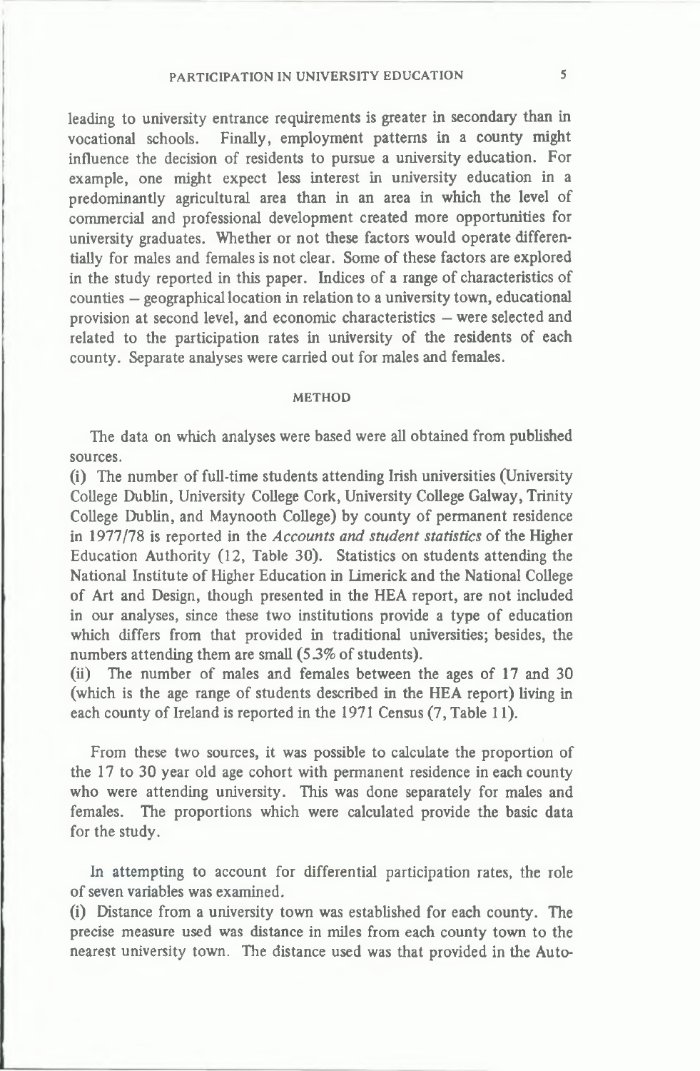leading to university entrance requirements is greater in secondary than in vocational schools. Finally, employment patterns in a county might influence the decision of residents to pursue a university education. For example, one might expect less interest in university education in a predominantly agricultural area than in an area in which the level of commercial and professional development created more opportunities for university graduates. Whether or not these factors would operate differentially for males and females is not clear. Some of these factors are explored in the study reported in this paper. Indices of a range of characteristics of counties – geographical location in relation to a university town, educational provision at second level, and economic characteristics – were selected and related to the participation rates in university of the residents of each county. Separate analyses were carried out for males and females.

## METHOD

The data on which analyses were based were all obtained from published sources.

(i) The number of full-time students attending Irish universities (University College Dublin, University College Cork, University College Galway, Trinity College Dublin, and Maynooth College) by county of permanent residence in 1977/78 is reported in the *Accounts and student statistics* of the Higher Education Authority (12, Table 30). Statistics on students attending the National Institute of Higher Education in Limerick and the National College of Art and Design, though presented in the HEA report, are not included in our analyses, since these two institutions provide a type of education which differs from that provided in traditional universities; besides, the numbers attending them are small (5.3% of students).

(ii) The number of males and females between the ages of 17 and 30 (which is the age range of students described in the HEA report) living in each county of Ireland is reported in the 1971 Census (7, Table 11).

From these two sources, it was possible to calculate the proportion of the 17 to 30 year old age cohort with permanent residence in each county who were attending university. This was done separately for males and females. The proportions which were calculated provide the basic data for the study.

In attempting to account for differential participation rates, the role of seven variables was examined.

(i) Distance from a university town was established for each county. The precise measure used was distance in miles from each county town to the nearest university town. The distance used was that provided in the Auto-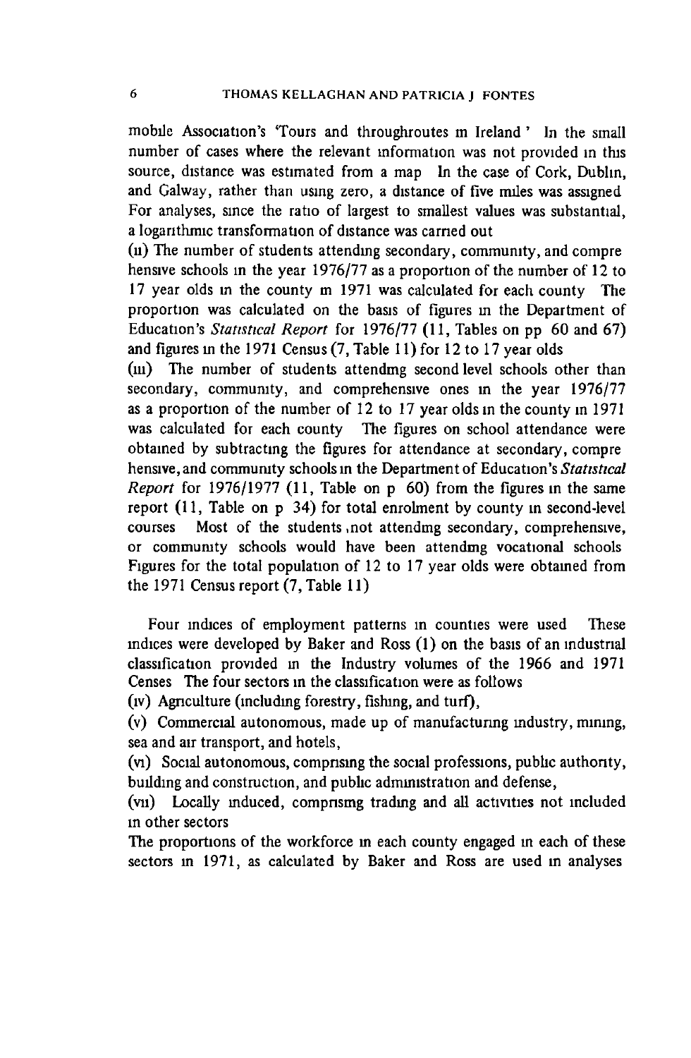mobile Association's 'Tours and throughroutes in Ireland' In the small number of cases where the relevant information was not provided in this source, distance was estimated from a map In the case of Cork, Dublin, and Galway, rather than using zero, a distance of five miles was assigned For analyses, since the ratio of largest to smallest values was substantial, a logarithmic transformation of distance was carried out

(ii) The number of students attending secondary, community, and comprehensive schools in the year 1976/77 as a proportion of the number of 12 to 17 year olds in the county in 1971 was calculated for each county The proportion was calculated on the basis of figures in the Department of Education's *Statistical Report* for 1976/77 (11, Tables on pp 60 and 67) and figures in the 1971 Census (7, Table 11) for 12 to 17 year olds

(iii) The number of students attending second level schools other than secondary, community, and comprehensive ones in the year 1976/77 as a proportion of the number of 12 to 17 year olds in the county in 1971 was calculated for each county The figures on school attendance were obtained by subtracting the figures for attendance at secondary, comprehensive, and community schools in the Department of Education's *Statistical Report* for 1976/1977 (11, Table on p 60) from the figures in the same report (11, Table on p 34) for total enrolment by county in second-level courses Most of the students not attending secondary, comprehensive, or community schools would have been attending vocational schools Figures for the total population of 12 to 17 year olds were obtained from the 1971 Census report (7, Table 11)

Four indices of employment patterns in counties were used These indices were developed by Baker and Ross (1) on the basis of an industrial classification provided in the Industry volumes of the 1966 and 1971 Censes The four sectors in the classification were as follows

(iv) Agriculture (including forestry, fishing, and turf),

(v) Commercial autonomous, made up of manufacturing industry, mining, sea and air transport, and hotels,

(vi) Social autonomous, comprising the social professions, public authority, building and construction, and public administration and defense,

(vii) Locally induced, comprising trading and all activities not included in other sectors

The proportions of the workforce in each county engaged in each of these sectors in 1971, as calculated by Baker and Ross are used in analyses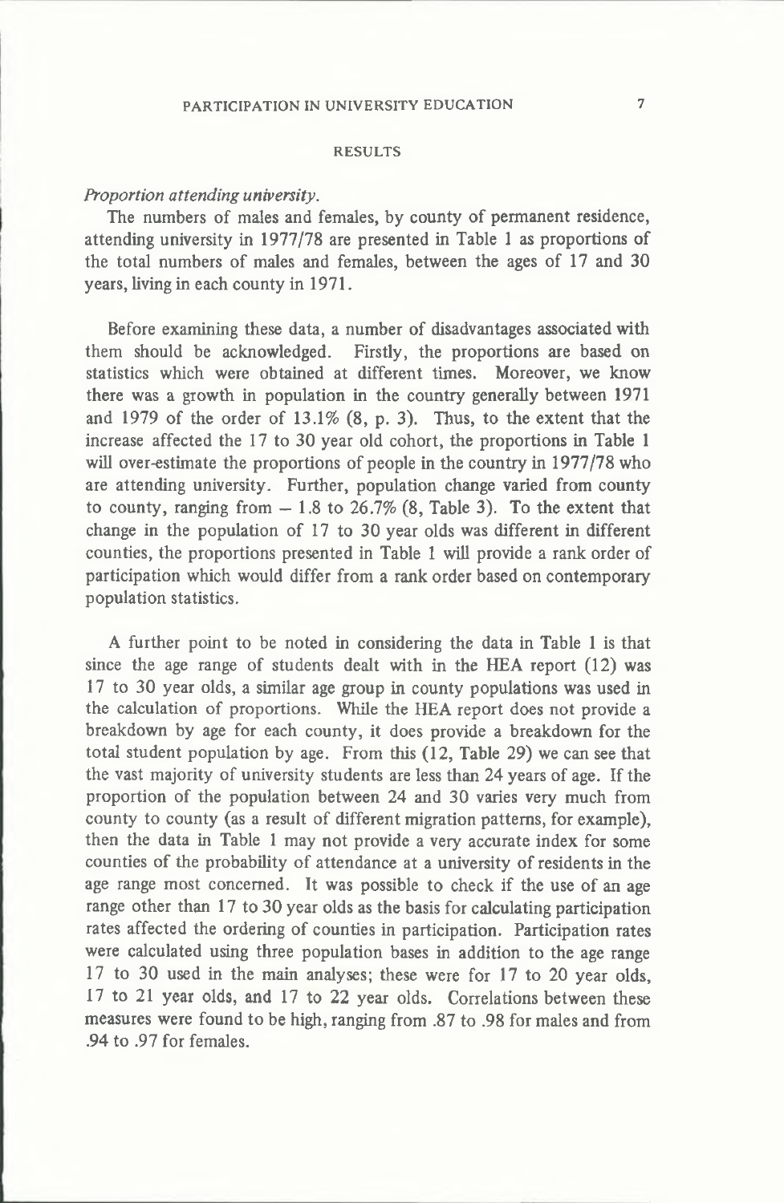## RESULTS

*Proportion attending university.*

The numbers of males and females, by county of permanent residence, attending university in 1977/78 are presented in Table 1 as proportions of the total numbers of males and females, between the ages of 17 and 30 years, living in each county in 1971.

Before examining these data, a number of disadvantages associated with them should be acknowledged. Firstly, the proportions are based on statistics which were obtained at different times. Moreover, we know there was a growth in population in the country generally between 1971 and 1979 of the order of 13.1% (8, p. 3). Thus, to the extent that the increase affected the 17 to 30 year old cohort, the proportions in Table 1 will over-estimate the proportions of people in the country in 1977/78 who are attending university. Further, population change varied from county to county, ranging from – 1.8 to 26.7% (8, Table 3). To the extent that change in the population of 17 to 30 year olds was different in different counties, the proportions presented in Table 1 will provide a rank order of participation which would differ from a rank order based on contemporary population statistics.

A further point to be noted in considering the data in Table 1 is that since the age range of students dealt with in the HEA report (12) was 17 to 30 year olds, a similar age group in county populations was used in the calculation of proportions. While the HEA report does not provide a breakdown by age for each county, it does provide a breakdown for the total student population by age. From this (12, Table 29) we can see that the vast majority of university students are less than 24 years of age. If the proportion of the population between 24 and 30 varies very much from county to county (as a result of different migration patterns, for example), then the data in Table 1 may not provide a very accurate index for some counties of the probability of attendance at a university of residents in the age range most concerned. It was possible to check if the use of an age range other than 17 to 30 year olds as the basis for calculating participation rates affected the ordering of counties in participation. Participation rates were calculated using three population bases in addition to the age range 17 to 30 used in the main analyses; these were for 17 to 20 year olds, 17 to 21 year olds, and 17 to 22 year olds. Correlations between these measures were found to be high, ranging from .87 to .98 for males and from .94 to .97 for females.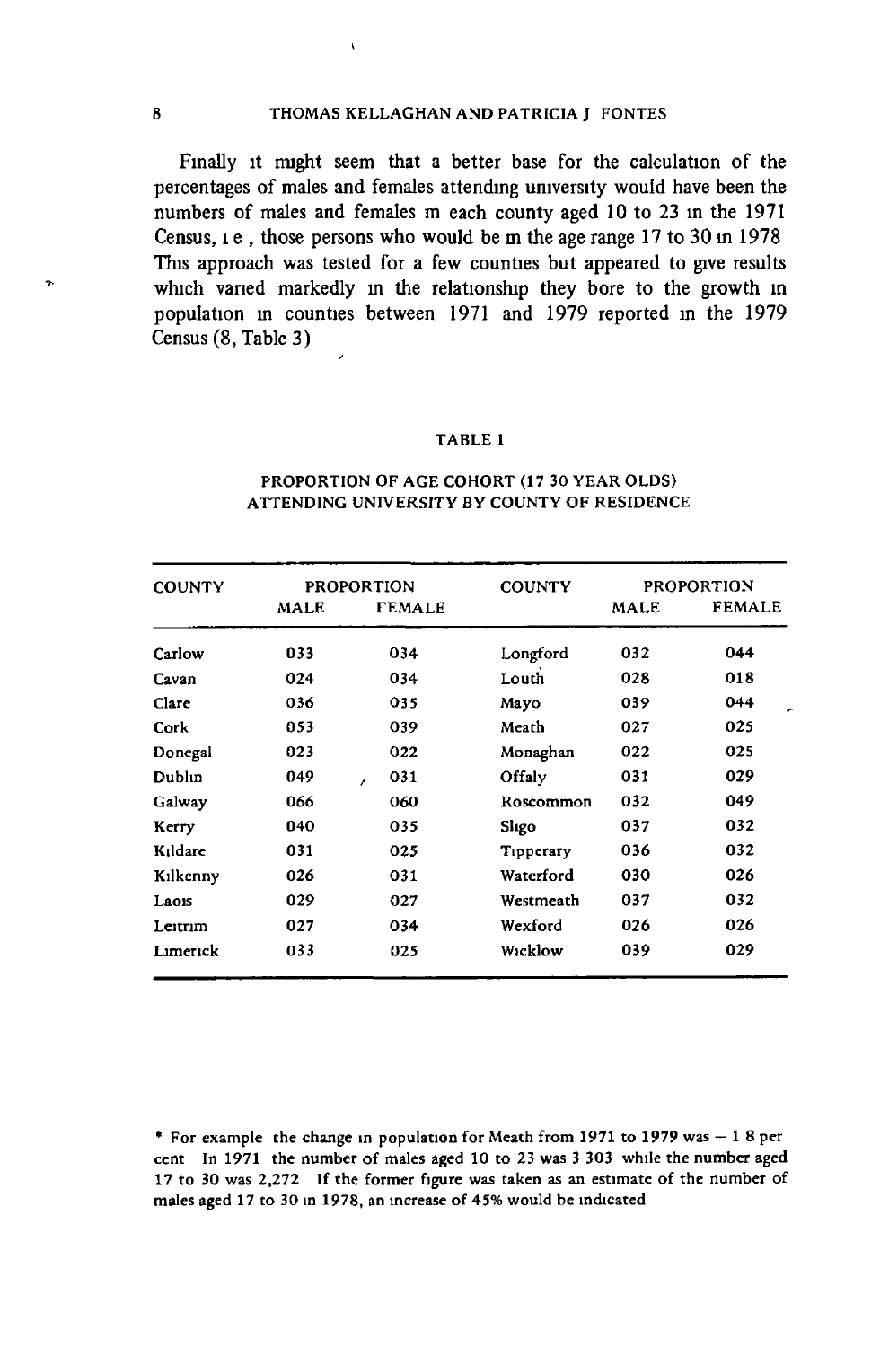Finally it might seem that a better base for the calculation of the percentages of males and females attending university would have been the numbers of males and females in each county aged 10 to 23 in the 1971 Census, i e , those persons who would be in the age range 17 to 30 in 1978 This approach was tested for a few counties but appeared to give results which varied markedly in the relationship they bore to the growth in population in counties between 1971 and 1979 reported in the 1979 Census (8, Table 3)

**TABLE 1**

**PROPORTION OF AGE COHORT (17 30 YEAR OLDS) ATTENDING UNIVERSITY BY COUNTY OF RESIDENCE**

| COUNTY | PROPORTION | | COUNTY | PROPORTION | |
|---|---|---|---|---|---|
| | MALE | FEMALE | | MALE | FEMALE |
| Carlow | 033 | 034 | Longford | 032 | 044 |
| Cavan | 024 | 034 | Louth | 028 | 018 |
| Clare | 036 | 035 | Mayo | 039 | 044 |
| Cork | 053 | 039 | Meath | 027 | 025 |
| Donegal | 023 | 022 | Monaghan | 022 | 025 |
| Dublin | 049 | 031 | Offaly | 031 | 029 |
| Galway | 066 | 060 | Roscommon | 032 | 049 |
| Kerry | 040 | 035 | Sligo | 037 | 032 |
| Kildare | 031 | 025 | Tipperary | 036 | 032 |
| Kilkenny | 026 | 031 | Waterford | 030 | 026 |
| Laois | 029 | 027 | Westmeath | 037 | 032 |
| Leitrim | 027 | 034 | Wexford | 026 | 026 |
| Limerick | 033 | 025 | Wicklow | 039 | 029 |

\* For example the change in population for Meath from 1971 to 1979 was – 1 8 per cent In 1971 the number of males aged 10 to 23 was 3 303 while the number aged 17 to 30 was 2,272 If the former figure was taken as an estimate of the number of males aged 17 to 30 in 1978, an increase of 45% would be indicated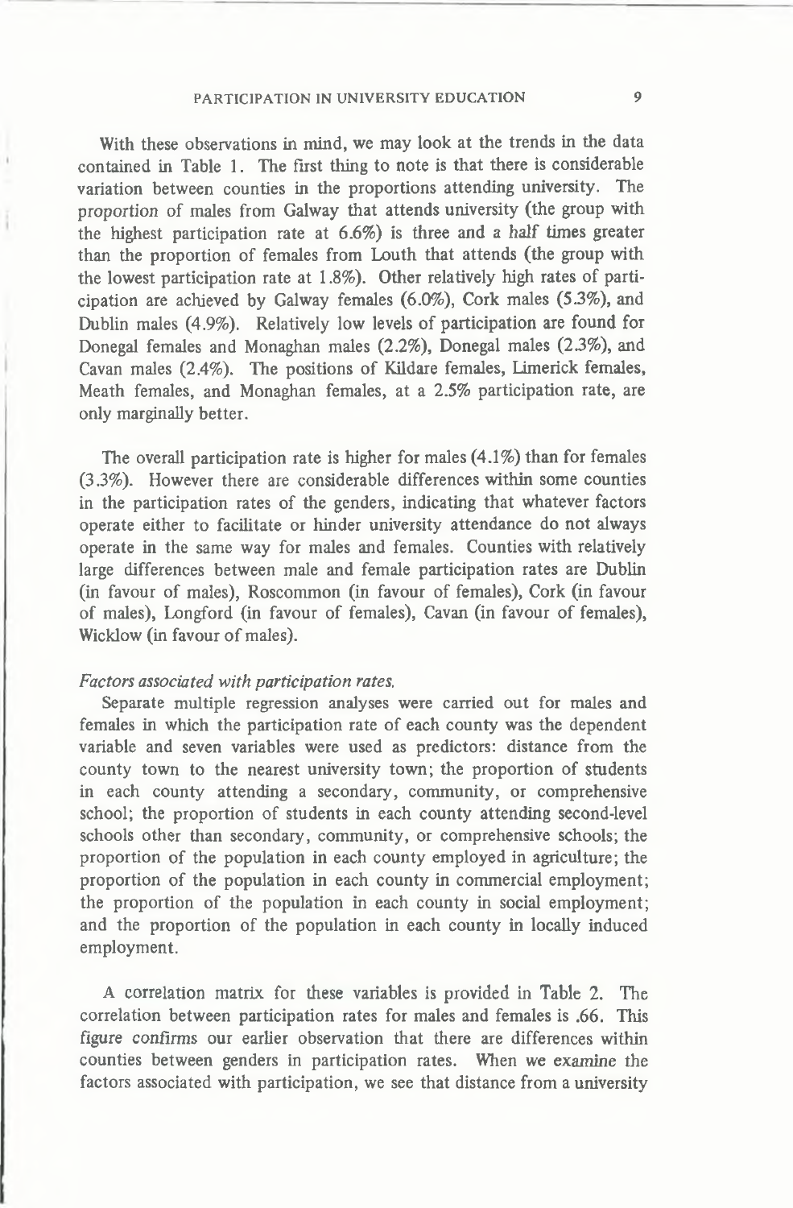With these observations in mind, we may look at the trends in the data contained in Table 1. The first thing to note is that there is considerable variation between counties in the proportions attending university. The proportion of males from Galway that attends university (the group with the highest participation rate at 6.6%) is three and a half times greater than the proportion of females from Louth that attends (the group with the lowest participation rate at 1.8%). Other relatively high rates of participation are achieved by Galway females (6.0%), Cork males (5.3%), and Dublin males (4.9%). Relatively low levels of participation are found for Donegal females and Monaghan males (2.2%), Donegal males (2.3%), and Cavan males (2.4%). The positions of Kildare females, Limerick females, Meath females, and Monaghan females, at a 2.5% participation rate, are only marginally better.

The overall participation rate is higher for males (4.1%) than for females (3.3%). However there are considerable differences within some counties in the participation rates of the genders, indicating that whatever factors operate either to facilitate or hinder university attendance do not always operate in the same way for males and females. Counties with relatively large differences between male and female participation rates are Dublin (in favour of males), Roscommon (in favour of females), Cork (in favour of males), Longford (in favour of females), Cavan (in favour of females), Wicklow (in favour of males).

*Factors associated with participation rates.*

Separate multiple regression analyses were carried out for males and females in which the participation rate of each county was the dependent variable and seven variables were used as predictors: distance from the county town to the nearest university town; the proportion of students in each county attending a secondary, community, or comprehensive school; the proportion of students in each county attending second-level schools other than secondary, community, or comprehensive schools; the proportion of the population in each county employed in agriculture; the proportion of the population in each county in commercial employment; the proportion of the population in each county in social employment; and the proportion of the population in each county in locally induced employment.

A correlation matrix for these variables is provided in Table 2. The correlation between participation rates for males and females is .66. This figure confirms our earlier observation that there are differences within counties between genders in participation rates. When we examine the factors associated with participation, we see that distance from a university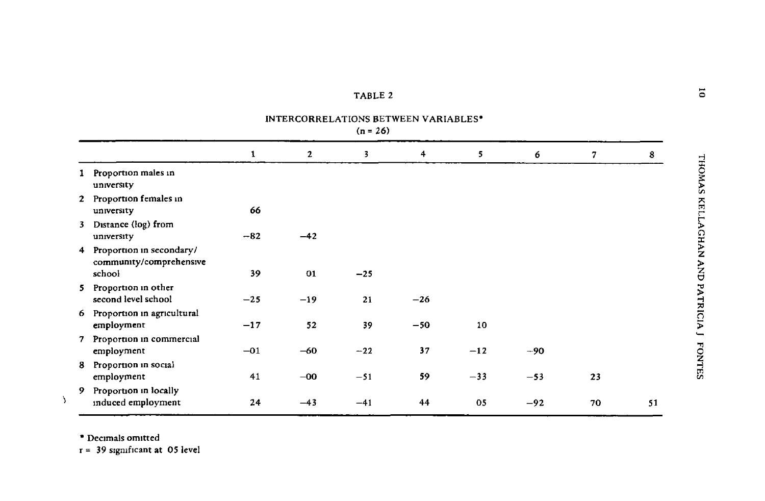TABLE 2

INTERCORRELATIONS BETWEEN VARIABLES*
(n = 26)

| | 1 | 2 | 3 | 4 | 5 | 6 | 7 | 8 |
|---|---|---|---|---|---|---|---|---|
| 1 Proportion males in university | | | | | | | | |
| 2 Proportion females in university | 66 | | | | | | | |
| 3 Distance (log) from university | −82 | −42 | | | | | | |
| 4 Proportion in secondary/ community/comprehensive school | 39 | 01 | −25 | | | | | |
| 5 Proportion in other second level school | −25 | −19 | 21 | −26 | | | | |
| 6 Proportion in agricultural employment | −17 | 52 | 39 | −50 | 10 | | | |
| 7 Proportion in commercial employment | −01 | −60 | −22 | 37 | −12 | −90 | | |
| 8 Proportion in social employment | 41 | −00 | −51 | 59 | −33 | −53 | 23 | |
| 9 Proportion in locally induced employment | 24 | −43 | −41 | 44 | 05 | −92 | 70 | 51 |

* Decimals omitted

r = 39 significant at 05 level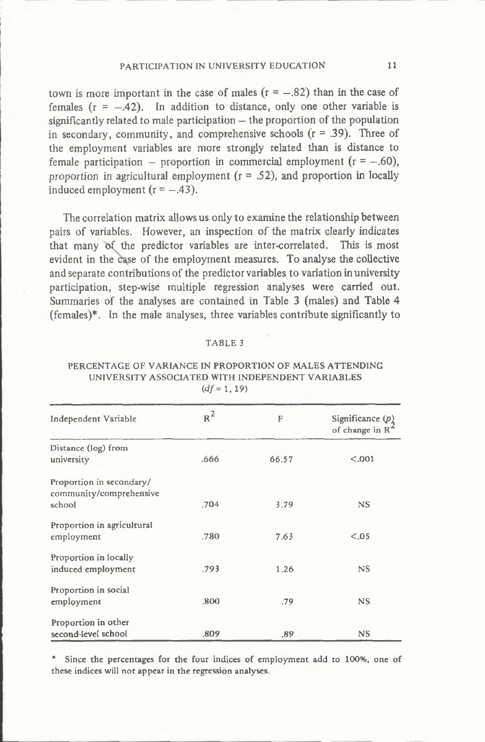town is more important in the case of males ($r = -.82$) than in the case of females ($r = -.42$). In addition to distance, only one other variable is significantly related to male participation – the proportion of the population in secondary, community, and comprehensive schools ($r = .39$). Three of the employment variables are more strongly related than is distance to female participation – proportion in commercial employment ($r = -.60$), proportion in agricultural employment ($r = .52$), and proportion in locally induced employment ($r = -.43$).

The correlation matrix allows us only to examine the relationship between pairs of variables. However, an inspection of the matrix clearly indicates that many of the predictor variables are inter-correlated. This is most evident in the case of the employment measures. To analyse the collective and separate contributions of the predictor variables to variation in university participation, step-wise multiple regression analyses were carried out. Summaries of the analyses are contained in Table 3 (males) and Table 4 (females)*. In the male analyses, three variables contribute significantly to

TABLE 3

PERCENTAGE OF VARIANCE IN PROPORTION OF MALES ATTENDING UNIVERSITY ASSOCIATED WITH INDEPENDENT VARIABLES ($df = 1, 19$)

| Independent Variable | $R^2$ | F | Significance ($p$) of change in $R^2$ |
|---|---|---|---|
| Distance (log) from university | .666 | 66.57 | <.001 |
| Proportion in secondary/community/comprehensive school | .704 | 3.79 | NS |
| Proportion in agricultural employment | .780 | 7.63 | <.05 |
| Proportion in locally induced employment | .793 | 1.26 | NS |
| Proportion in social employment | .800 | .79 | NS |
| Proportion in other second-level school | .809 | .89 | NS |

* Since the percentages for the four indices of employment add to 100%, one of these indices will not appear in the regression analyses.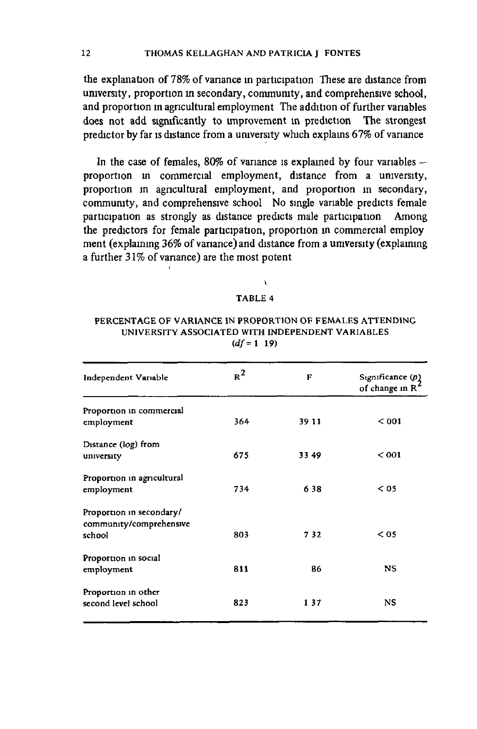the explanation of 78% of variance in participation These are distance from university, proportion in secondary, community, and comprehensive school, and proportion in agricultural employment The addition of further variables does not add significantly to improvement in prediction The strongest predictor by far is distance from a university which explains 67% of variance

In the case of females, 80% of variance is explained by four variables – proportion in commercial employment, distance from a university, proportion in agricultural employment, and proportion in secondary, community, and comprehensive school No single variable predicts female participation as strongly as distance predicts male participation Among the predictors for female participation, proportion in commercial employment (explaining 36% of variance) and distance from a university (explaining a further 31% of variance) are the most potent

TABLE 4

PERCENTAGE OF VARIANCE IN PROPORTION OF FEMALES ATTENDING UNIVERSITY ASSOCIATED WITH INDEPENDENT VARIABLES ($df = 1$ 19)

| Independent Variable | $R^2$ | F | Significance ($p$) of change in $R^2$ |
|---|---|---|---|
| Proportion in commercial employment | 364 | 39 11 | < 001 |
| Distance (log) from university | 675 | 33 49 | < 001 |
| Proportion in agricultural employment | 734 | 6 38 | < 05 |
| Proportion in secondary/ community/comprehensive school | 803 | 7 32 | < 05 |
| Proportion in social employment | 811 | 86 | NS |
| Proportion in other second level school | 823 | 1 37 | NS |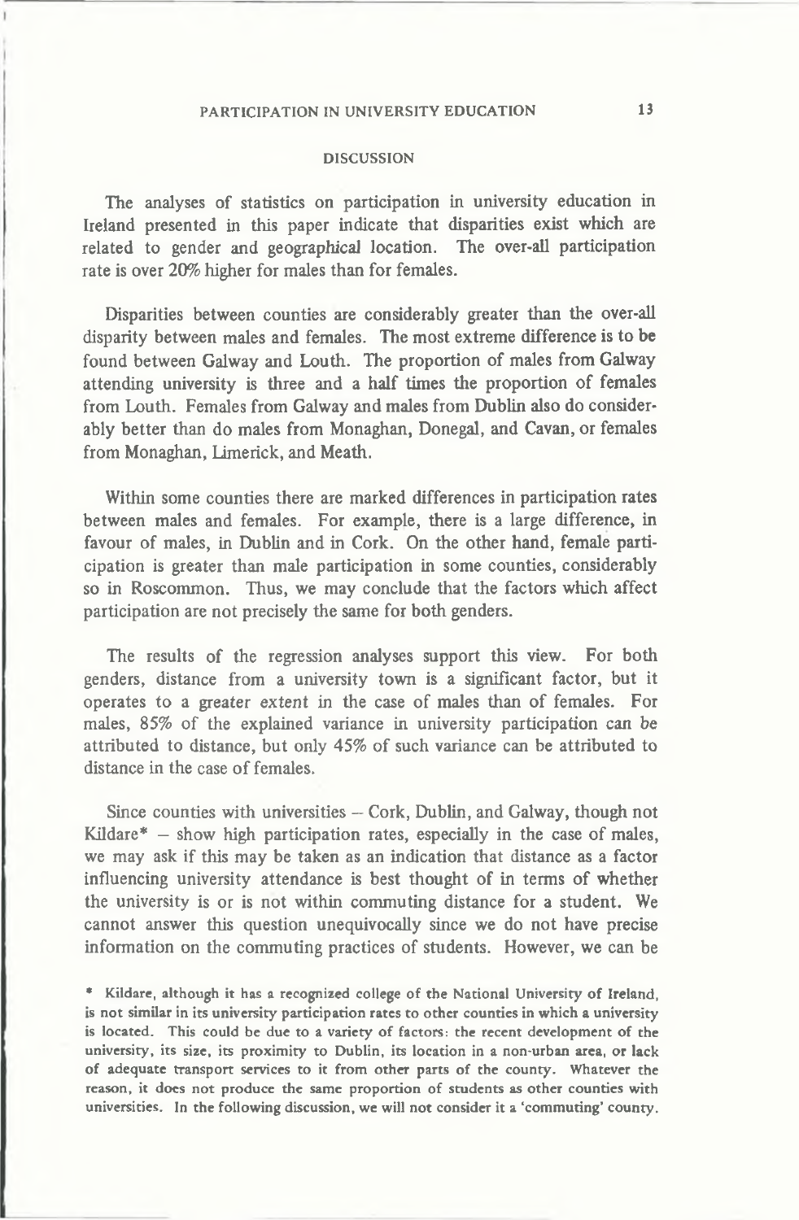## DISCUSSION

The analyses of statistics on participation in university education in Ireland presented in this paper indicate that disparities exist which are related to gender and geographical location. The over-all participation rate is over 20% higher for males than for females.

Disparities between counties are considerably greater than the over-all disparity between males and females. The most extreme difference is to be found between Galway and Louth. The proportion of males from Galway attending university is three and a half times the proportion of females from Louth. Females from Galway and males from Dublin also do considerably better than do males from Monaghan, Donegal, and Cavan, or females from Monaghan, Limerick, and Meath.

Within some counties there are marked differences in participation rates between males and females. For example, there is a large difference, in favour of males, in Dublin and in Cork. On the other hand, female participation is greater than male participation in some counties, considerably so in Roscommon. Thus, we may conclude that the factors which affect participation are not precisely the same for both genders.

The results of the regression analyses support this view. For both genders, distance from a university town is a significant factor, but it operates to a greater extent in the case of males than of females. For males, 85% of the explained variance in university participation can be attributed to distance, but only 45% of such variance can be attributed to distance in the case of females.

Since counties with universities – Cork, Dublin, and Galway, though not Kildare* – show high participation rates, especially in the case of males, we may ask if this may be taken as an indication that distance as a factor influencing university attendance is best thought of in terms of whether the university is or is not within commuting distance for a student. We cannot answer this question unequivocally since we do not have precise information on the commuting practices of students. However, we can be

\* Kildare, although it has a recognized college of the National University of Ireland, is not similar in its university participation rates to other counties in which a university is located. This could be due to a variety of factors: the recent development of the university, its size, its proximity to Dublin, its location in a non-urban area, or lack of adequate transport services to it from other parts of the county. Whatever the reason, it does not produce the same proportion of students as other counties with universities. In the following discussion, we will not consider it a 'commuting' county.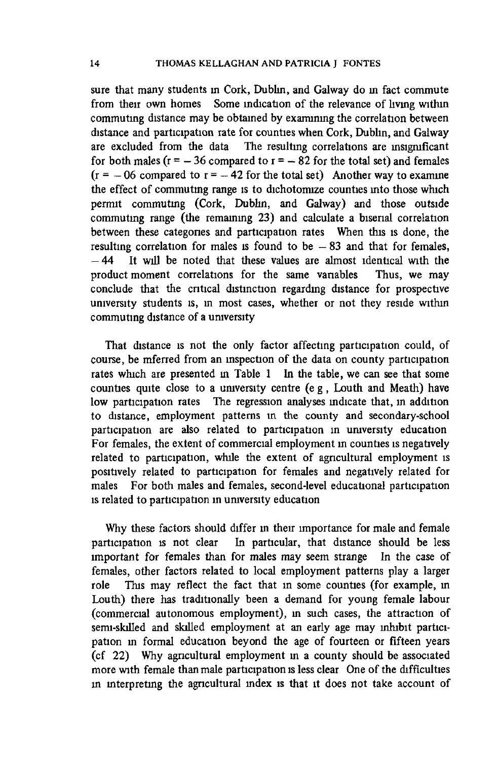sure that many students in Cork, Dublin, and Galway do in fact commute from their own homes Some indication of the relevance of living within commuting distance may be obtained by examining the correlation between distance and participation rate for counties when Cork, Dublin, and Galway are excluded from the data The resulting correlations are insignificant for both males ($r = -36$ compared to $r = -82$ for the total set) and females ($r = -06$ compared to $r = -42$ for the total set) Another way to examine the effect of commuting range is to dichotomize counties into those which permit commuting (Cork, Dublin, and Galway) and those outside commuting range (the remaining 23) and calculate a biserial correlation between these categories and participation rates When this is done, the resulting correlation for males is found to be $-83$ and that for females, $-44$ It will be noted that these values are almost identical with the product moment correlations for the same variables Thus, we may conclude that the critical distinction regarding distance for prospective university students is, in most cases, whether or not they reside within commuting distance of a university

That distance is not the only factor affecting participation could, of course, be inferred from an inspection of the data on county participation rates which are presented in Table 1 In the table, we can see that some counties quite close to a university centre (e g , Louth and Meath) have low participation rates The regression analyses indicate that, in addition to distance, employment patterns in the county and secondary-school participation are also related to participation in university education For females, the extent of commercial employment in counties is negatively related to participation, while the extent of agricultural employment is positively related to participation for females and negatively related for males For both males and females, second-level educational participation is related to participation in university education

Why these factors should differ in their importance for male and female participation is not clear In particular, that distance should be less important for females than for males may seem strange In the case of females, other factors related to local employment patterns play a larger role This may reflect the fact that in some counties (for example, in Louth) there has traditionally been a demand for young female labour (commercial autonomous employment), in such cases, the attraction of semi-skilled and skilled employment at an early age may inhibit participation in formal education beyond the age of fourteen or fifteen years (cf 22) Why agricultural employment in a county should be associated more with female than male participation is less clear One of the difficulties in interpreting the agricultural index is that it does not take account of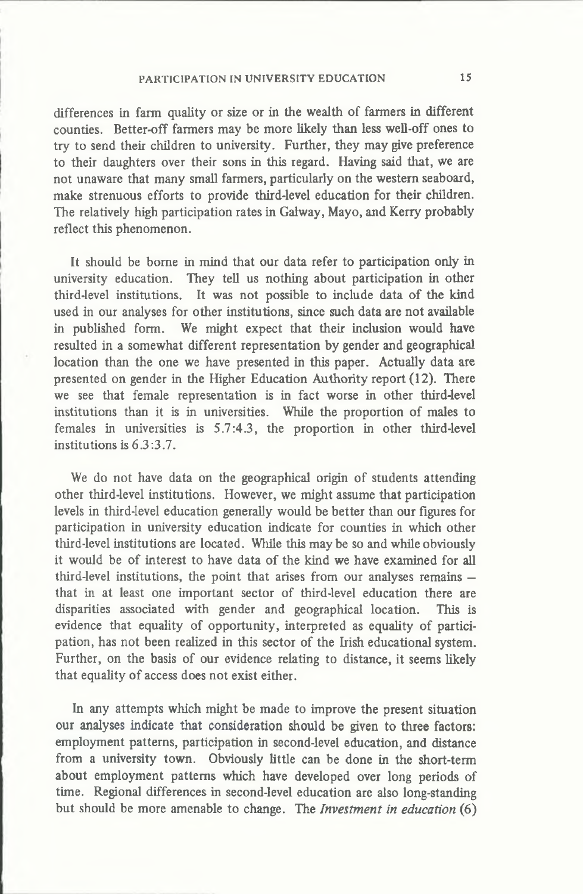differences in farm quality or size or in the wealth of farmers in different counties. Better-off farmers may be more likely than less well-off ones to try to send their children to university. Further, they may give preference to their daughters over their sons in this regard. Having said that, we are not unaware that many small farmers, particularly on the western seaboard, make strenuous efforts to provide third-level education for their children. The relatively high participation rates in Galway, Mayo, and Kerry probably reflect this phenomenon.

It should be borne in mind that our data refer to participation only in university education. They tell us nothing about participation in other third-level institutions. It was not possible to include data of the kind used in our analyses for other institutions, since such data are not available in published form. We might expect that their inclusion would have resulted in a somewhat different representation by gender and geographical location than the one we have presented in this paper. Actually data are presented on gender in the Higher Education Authority report (12). There we see that female representation is in fact worse in other third-level institutions than it is in universities. While the proportion of males to females in universities is 5.7:4.3, the proportion in other third-level institutions is 6.3:3.7.

We do not have data on the geographical origin of students attending other third-level institutions. However, we might assume that participation levels in third-level education generally would be better than our figures for participation in university education indicate for counties in which other third-level institutions are located. While this may be so and while obviously it would be of interest to have data of the kind we have examined for all third-level institutions, the point that arises from our analyses remains – that in at least one important sector of third-level education there are disparities associated with gender and geographical location. This is evidence that equality of opportunity, interpreted as equality of participation, has not been realized in this sector of the Irish educational system. Further, on the basis of our evidence relating to distance, it seems likely that equality of access does not exist either.

In any attempts which might be made to improve the present situation our analyses indicate that consideration should be given to three factors: employment patterns, participation in second-level education, and distance from a university town. Obviously little can be done in the short-term about employment patterns which have developed over long periods of time. Regional differences in second-level education are also long-standing but should be more amenable to change. The *Investment in education* (6)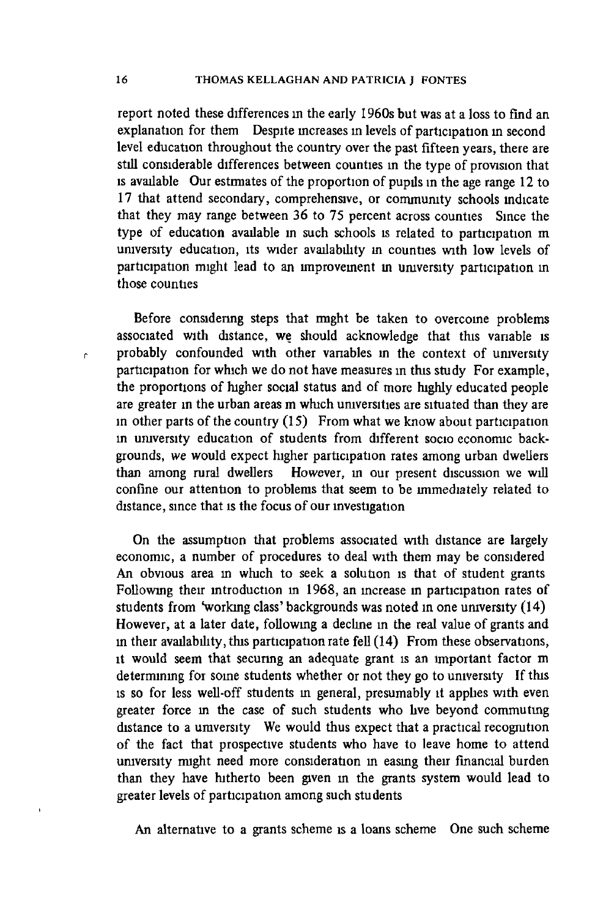report noted these differences in the early 1960s but was at a loss to find an explanation for them. Despite increases in levels of participation in second level education throughout the country over the past fifteen years, there are still considerable differences between counties in the type of provision that is available. Our estimates of the proportion of pupils in the age range 12 to 17 that attend secondary, comprehensive, or community schools indicate that they may range between 36 to 75 percent across counties. Since the type of education available in such schools is related to participation in university education, its wider availability in counties with low levels of participation might lead to an improvement in university participation in those counties.

Before considering steps that might be taken to overcome problems associated with distance, we should acknowledge that this variable is probably confounded with other variables in the context of university participation for which we do not have measures in this study. For example, the proportions of higher social status and of more highly educated people are greater in the urban areas in which universities are situated than they are in other parts of the country (15). From what we know about participation in university education of students from different socio economic backgrounds, we would expect higher participation rates among urban dwellers than among rural dwellers. However, in our present discussion we will confine our attention to problems that seem to be immediately related to distance, since that is the focus of our investigation.

On the assumption that problems associated with distance are largely economic, a number of procedures to deal with them may be considered. An obvious area in which to seek a solution is that of student grants. Following their introduction in 1968, an increase in participation rates of students from 'working class' backgrounds was noted in one university (14). However, at a later date, following a decline in the real value of grants and in their availability, this participation rate fell (14). From these observations, it would seem that securing an adequate grant is an important factor in determining for some students whether or not they go to university. If this is so for less well-off students in general, presumably it applies with even greater force in the case of such students who live beyond commuting distance to a university. We would thus expect that a practical recognition of the fact that prospective students who have to leave home to attend university might need more consideration in easing their financial burden than they have hitherto been given in the grants system would lead to greater levels of participation among such students.

An alternative to a grants scheme is a loans scheme. One such scheme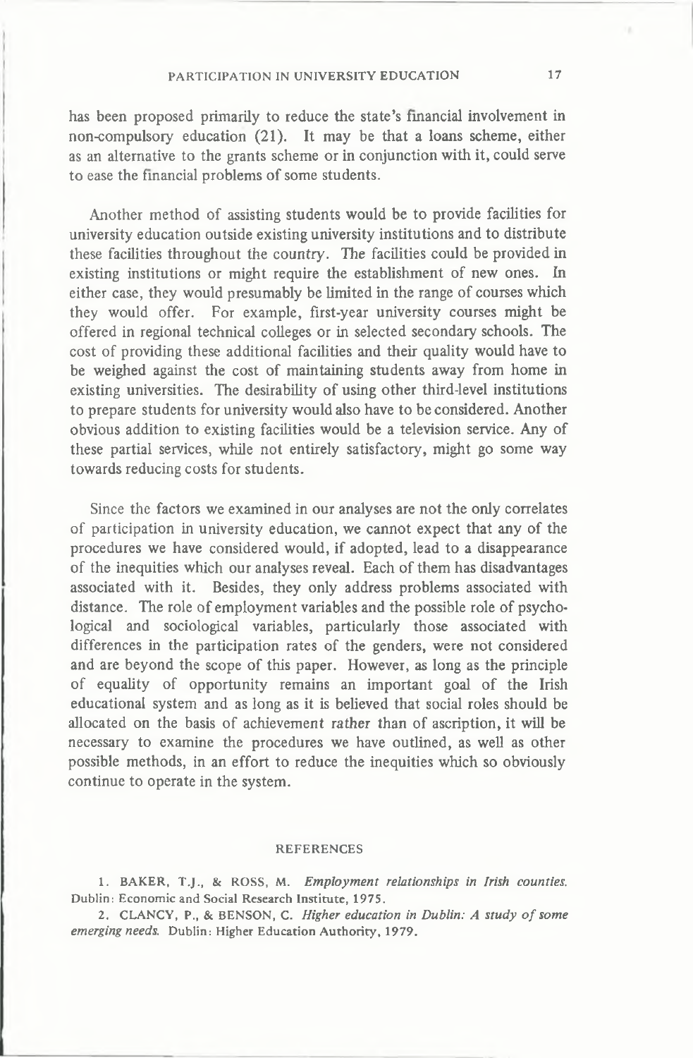has been proposed primarily to reduce the state's financial involvement in non-compulsory education (21). It may be that a loans scheme, either as an alternative to the grants scheme or in conjunction with it, could serve to ease the financial problems of some students.

Another method of assisting students would be to provide facilities for university education outside existing university institutions and to distribute these facilities throughout the country. The facilities could be provided in existing institutions or might require the establishment of new ones. In either case, they would presumably be limited in the range of courses which they would offer. For example, first-year university courses might be offered in regional technical colleges or in selected secondary schools. The cost of providing these additional facilities and their quality would have to be weighed against the cost of maintaining students away from home in existing universities. The desirability of using other third-level institutions to prepare students for university would also have to be considered. Another obvious addition to existing facilities would be a television service. Any of these partial services, while not entirely satisfactory, might go some way towards reducing costs for students.

Since the factors we examined in our analyses are not the only correlates of participation in university education, we cannot expect that any of the procedures we have considered would, if adopted, lead to a disappearance of the inequities which our analyses reveal. Each of them has disadvantages associated with it. Besides, they only address problems associated with distance. The role of employment variables and the possible role of psychological and sociological variables, particularly those associated with differences in the participation rates of the genders, were not considered and are beyond the scope of this paper. However, as long as the principle of equality of opportunity remains an important goal of the Irish educational system and as long as it is believed that social roles should be allocated on the basis of achievement rather than of ascription, it will be necessary to examine the procedures we have outlined, as well as other possible methods, in an effort to reduce the inequities which so obviously continue to operate in the system.

## REFERENCES

1. BAKER, T.J., & ROSS, M. *Employment relationships in Irish counties.* Dublin: Economic and Social Research Institute, 1975.

2. CLANCY, P., & BENSON, C. *Higher education in Dublin: A study of some emerging needs.* Dublin: Higher Education Authority, 1979.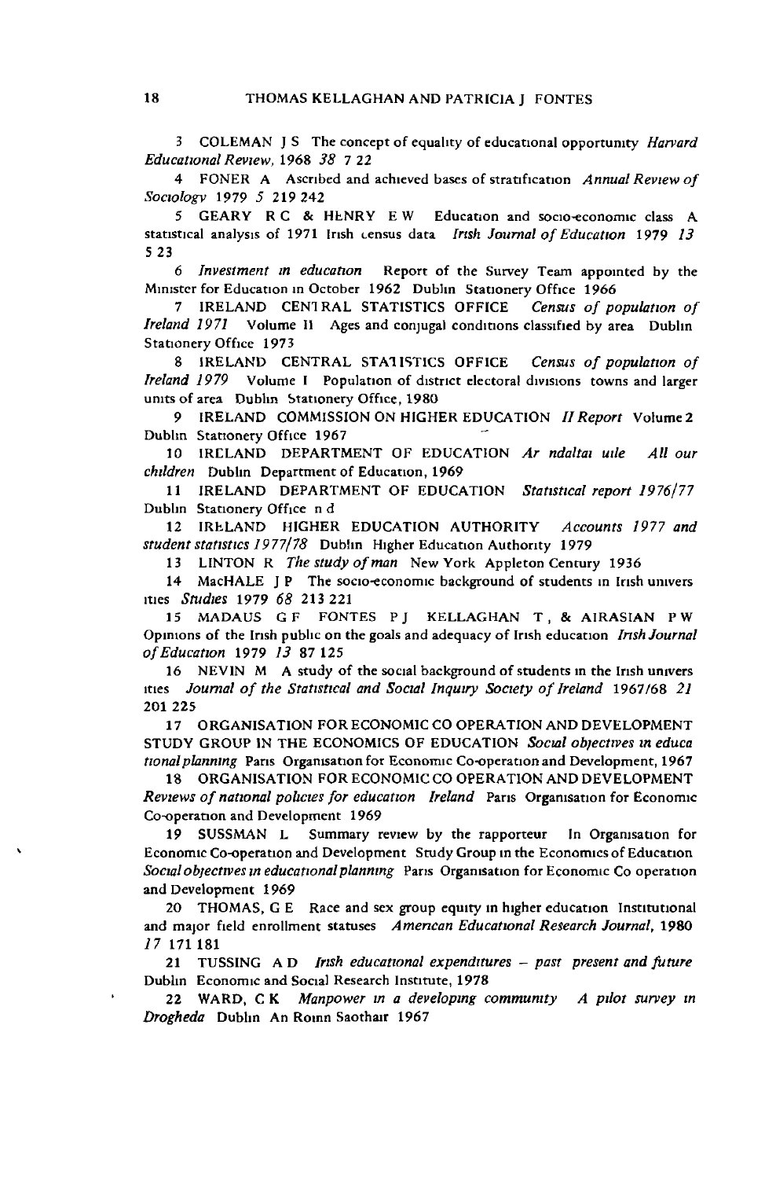3 COLEMAN J S The concept of equality of educational opportunity *Harvard Educational Review*, 1968 *38* 7 22

4 FONER A Ascribed and achieved bases of stratification *Annual Review of Sociology* 1979 *5* 219 242

5 GEARY R C & HENRY E W Education and socio-economic class A statistical analysis of 1971 Irish census data *Irish Journal of Education* 1979 *13* 5 23

6 *Investment in education* Report of the Survey Team appointed by the Minister for Education in October 1962 Dublin Stationery Office 1966

7 IRELAND CENTRAL STATISTICS OFFICE *Census of population of Ireland 1971* Volume II Ages and conjugal conditions classified by area Dublin Stationery Office 1973

8 IRELAND CENTRAL STATISTICS OFFICE *Census of population of Ireland 1979* Volume I Population of district electoral divisions towns and larger units of area Dublin Stationery Office, 1980

9 IRELAND COMMISSION ON HIGHER EDUCATION *II Report* Volume 2 Dublin Stationery Office 1967

10 IRELAND DEPARTMENT OF EDUCATION *Ar ndaltai uile All our children* Dublin Department of Education, 1969

11 IRELAND DEPARTMENT OF EDUCATION *Statistical report 1976/77* Dublin Stationery Office n d

12 IRELAND HIGHER EDUCATION AUTHORITY *Accounts 1977 and student statistics 1977/78* Dublin Higher Education Authority 1979

13 LINTON R *The study of man* New York Appleton Century 1936

14 MacHALE J P The socio-economic background of students in Irish universities *Studies* 1979 *68* 213 221

15 MADAUS G F FONTES P J KELLAGHAN T, & AIRASIAN P W Opinions of the Irish public on the goals and adequacy of Irish education *Irish Journal of Education* 1979 *13* 87 125

16 NEVIN M A study of the social background of students in the Irish universities *Journal of the Statistical and Social Inquiry Society of Ireland* 1967/68 *21* 201 225

17 ORGANISATION FOR ECONOMIC CO OPERATION AND DEVELOPMENT STUDY GROUP IN THE ECONOMICS OF EDUCATION *Social objectives in educational planning* Paris Organisation for Economic Co-operation and Development, 1967

18 ORGANISATION FOR ECONOMIC CO OPERATION AND DEVELOPMENT *Reviews of national policies for education Ireland* Paris Organisation for Economic Co-operation and Development 1969

19 SUSSMAN L Summary review by the rapporteur In Organisation for Economic Co-operation and Development Study Group in the Economics of Education *Social objectives in educational planning* Paris Organisation for Economic Co operation and Development 1969

20 THOMAS, G E Race and sex group equity in higher education Institutional and major field enrollment statuses *American Educational Research Journal*, 1980 *17* 171 181

21 TUSSING A D *Irish educational expenditures – past present and future* Dublin Economic and Social Research Institute, 1978

22 WARD, C K *Manpower in a developing community A pilot survey in Drogheda* Dublin An Roinn Saothair 1967